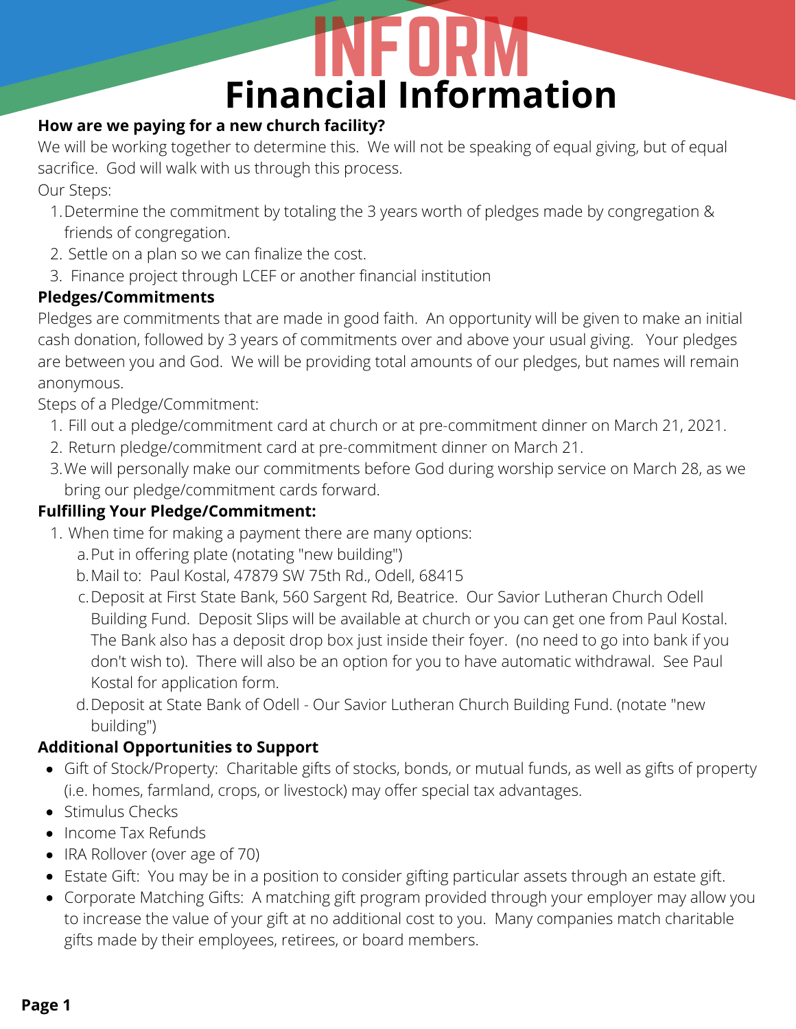# INFORM

# Financial Information

**How are we paying for a new church facility?**

We will be working together to determine this. We will not be speaking of equal giving, but of equal sacrifice. God will walk with us through this process.

Our Steps:

1. Determine the commitment by totaling the 3 years worth of pledges made by congregation & friends of congregation.
2. Settle on a plan so we can finalize the cost.
3. Finance project through LCEF or another financial institution

**Pledges/Commitments**

Pledges are commitments that are made in good faith. An opportunity will be given to make an initial cash donation, followed by 3 years of commitments over and above your usual giving. Your pledges are between you and God. We will be providing total amounts of our pledges, but names will remain anonymous.

Steps of a Pledge/Commitment:

1. Fill out a pledge/commitment card at church or at pre-commitment dinner on March 21, 2021.
2. Return pledge/commitment card at pre-commitment dinner on March 21.
3. We will personally make our commitments before God during worship service on March 28, as we bring our pledge/commitment cards forward.

**Fulfilling Your Pledge/Commitment:**

1. When time for making a payment there are many options:
   a. Put in offering plate (notating "new building")
   b. Mail to: Paul Kostal, 47879 SW 75th Rd., Odell, 68415
   c. Deposit at First State Bank, 560 Sargent Rd, Beatrice. Our Savior Lutheran Church Odell Building Fund. Deposit Slips will be available at church or you can get one from Paul Kostal. The Bank also has a deposit drop box just inside their foyer. (no need to go into bank if you don't wish to). There will also be an option for you to have automatic withdrawal. See Paul Kostal for application form.
   d. Deposit at State Bank of Odell - Our Savior Lutheran Church Building Fund. (notate "new building")

**Additional Opportunities to Support**

- Gift of Stock/Property: Charitable gifts of stocks, bonds, or mutual funds, as well as gifts of property (i.e. homes, farmland, crops, or livestock) may offer special tax advantages.
- Stimulus Checks
- Income Tax Refunds
- IRA Rollover (over age of 70)
- Estate Gift: You may be in a position to consider gifting particular assets through an estate gift.
- Corporate Matching Gifts: A matching gift program provided through your employer may allow you to increase the value of your gift at no additional cost to you. Many companies match charitable gifts made by their employees, retirees, or board members.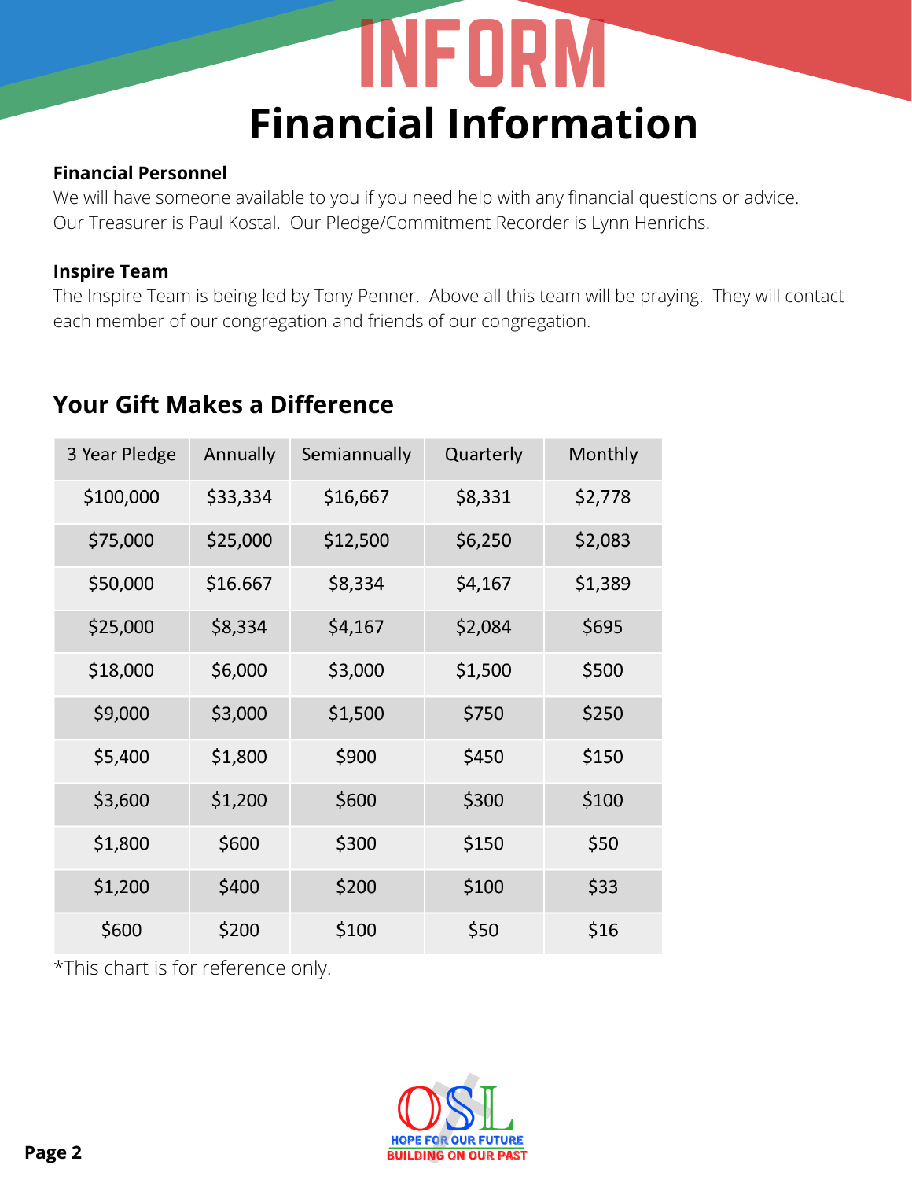# INFORM

# Financial Information

**Financial Personnel**

We will have someone available to you if you need help with any financial questions or advice. Our Treasurer is Paul Kostal. Our Pledge/Commitment Recorder is Lynn Henrichs.

**Inspire Team**

The Inspire Team is being led by Tony Penner. Above all this team will be praying. They will contact each member of our congregation and friends of our congregation.

## Your Gift Makes a Difference

| 3 Year Pledge | Annually | Semiannually | Quarterly | Monthly |
|---|---|---|---|---|
| $100,000 | $33,334 | $16,667 | $8,331 | $2,778 |
| $75,000 | $25,000 | $12,500 | $6,250 | $2,083 |
| $50,000 | $16.667 | $8,334 | $4,167 | $1,389 |
| $25,000 | $8,334 | $4,167 | $2,084 | $695 |
| $18,000 | $6,000 | $3,000 | $1,500 | $500 |
| $9,000 | $3,000 | $1,500 | $750 | $250 |
| $5,400 | $1,800 | $900 | $450 | $150 |
| $3,600 | $1,200 | $600 | $300 | $100 |
| $1,800 | $600 | $300 | $150 | $50 |
| $1,200 | $400 | $200 | $100 | $33 |
| $600 | $200 | $100 | $50 | $16 |

*This chart is for reference only.

OSL

HOPE FOR OUR FUTURE
BUILDING ON OUR PAST